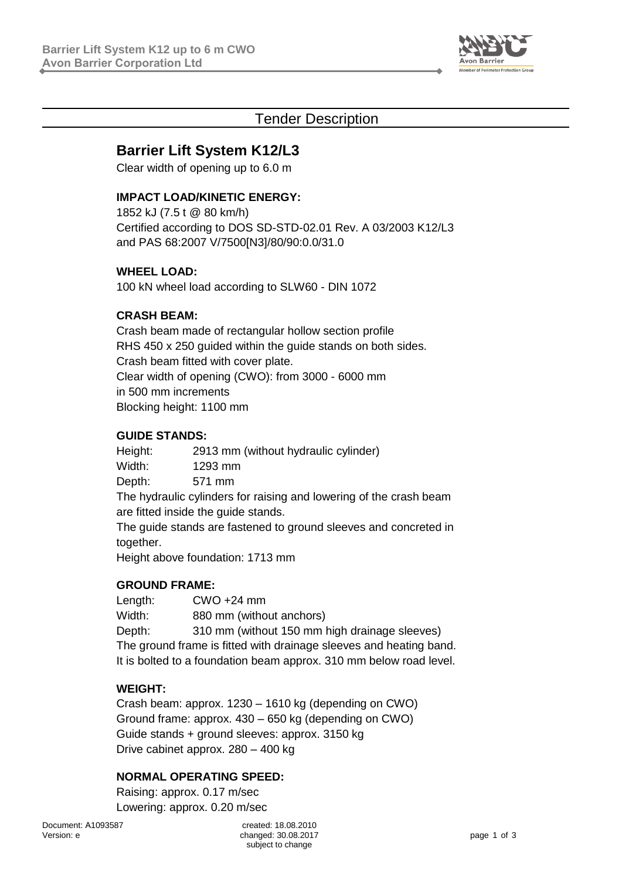# Tender Description

## Barrier Lift System K12/L3

Clear width of opening up to 6.0 m

### IMPACT LOAD/KINETIC ENERGY:

1852 kJ (7.5 t @ 80 km/h)
Certified according to DOS SD-STD-02.01 Rev. A 03/2003 K12/L3 and PAS 68:2007 V/7500[N3]/80/90:0.0/31.0

### WHEEL LOAD:

100 kN wheel load according to SLW60 - DIN 1072

### CRASH BEAM:

Crash beam made of rectangular hollow section profile RHS 450 x 250 guided within the guide stands on both sides.
Crash beam fitted with cover plate.
Clear width of opening (CWO): from 3000 - 6000 mm in 500 mm increments
Blocking height: 1100 mm

### GUIDE STANDS:

Height: 2913 mm (without hydraulic cylinder)
Width: 1293 mm
Depth: 571 mm

The hydraulic cylinders for raising and lowering of the crash beam are fitted inside the guide stands.
The guide stands are fastened to ground sleeves and concreted in together.
Height above foundation: 1713 mm

### GROUND FRAME:

Length: CWO +24 mm
Width: 880 mm (without anchors)
Depth: 310 mm (without 150 mm high drainage sleeves)

The ground frame is fitted with drainage sleeves and heating band.
It is bolted to a foundation beam approx. 310 mm below road level.

### WEIGHT:

Crash beam: approx. 1230 – 1610 kg (depending on CWO)
Ground frame: approx. 430 – 650 kg (depending on CWO)
Guide stands + ground sleeves: approx. 3150 kg
Drive cabinet approx. 280 – 400 kg

### NORMAL OPERATING SPEED:

Raising: approx. 0.17 m/sec
Lowering: approx. 0.20 m/sec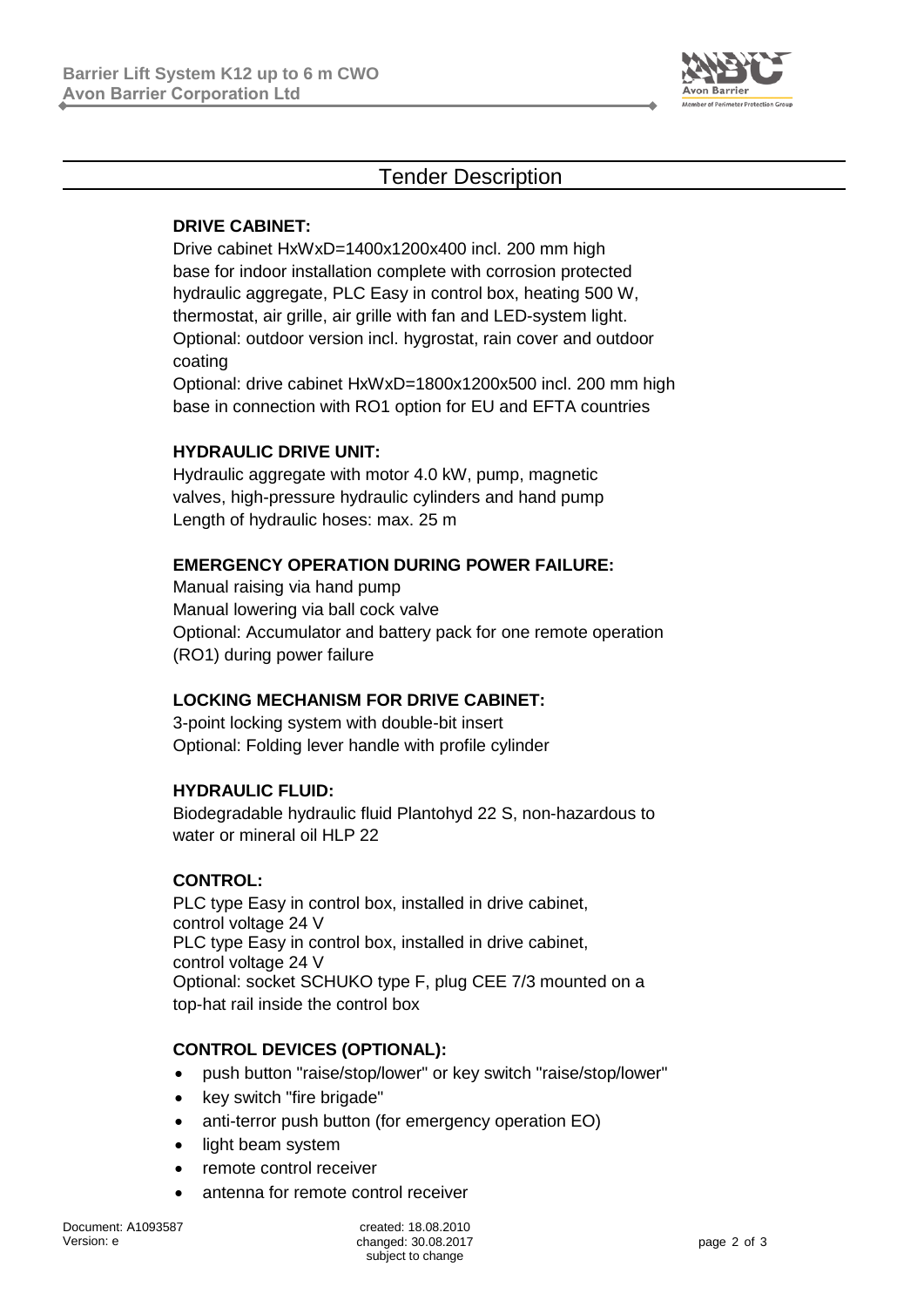## Tender Description

**DRIVE CABINET:**

Drive cabinet HxWxD=1400x1200x400 incl. 200 mm high base for indoor installation complete with corrosion protected hydraulic aggregate, PLC Easy in control box, heating 500 W, thermostat, air grille, air grille with fan and LED-system light.
Optional: outdoor version incl. hygrostat, rain cover and outdoor coating
Optional: drive cabinet HxWxD=1800x1200x500 incl. 200 mm high base in connection with RO1 option for EU and EFTA countries

**HYDRAULIC DRIVE UNIT:**

Hydraulic aggregate with motor 4.0 kW, pump, magnetic valves, high-pressure hydraulic cylinders and hand pump
Length of hydraulic hoses: max. 25 m

**EMERGENCY OPERATION DURING POWER FAILURE:**

Manual raising via hand pump
Manual lowering via ball cock valve
Optional: Accumulator and battery pack for one remote operation (RO1) during power failure

**LOCKING MECHANISM FOR DRIVE CABINET:**

3-point locking system with double-bit insert
Optional: Folding lever handle with profile cylinder

**HYDRAULIC FLUID:**

Biodegradable hydraulic fluid Plantohyd 22 S, non-hazardous to water or mineral oil HLP 22

**CONTROL:**

PLC type Easy in control box, installed in drive cabinet, control voltage 24 V
PLC type Easy in control box, installed in drive cabinet, control voltage 24 V
Optional: socket SCHUKO type F, plug CEE 7/3 mounted on a top-hat rail inside the control box

**CONTROL DEVICES (OPTIONAL):**

- push button "raise/stop/lower" or key switch "raise/stop/lower"
- key switch "fire brigade"
- anti-terror push button (for emergency operation EO)
- light beam system
- remote control receiver
- antenna for remote control receiver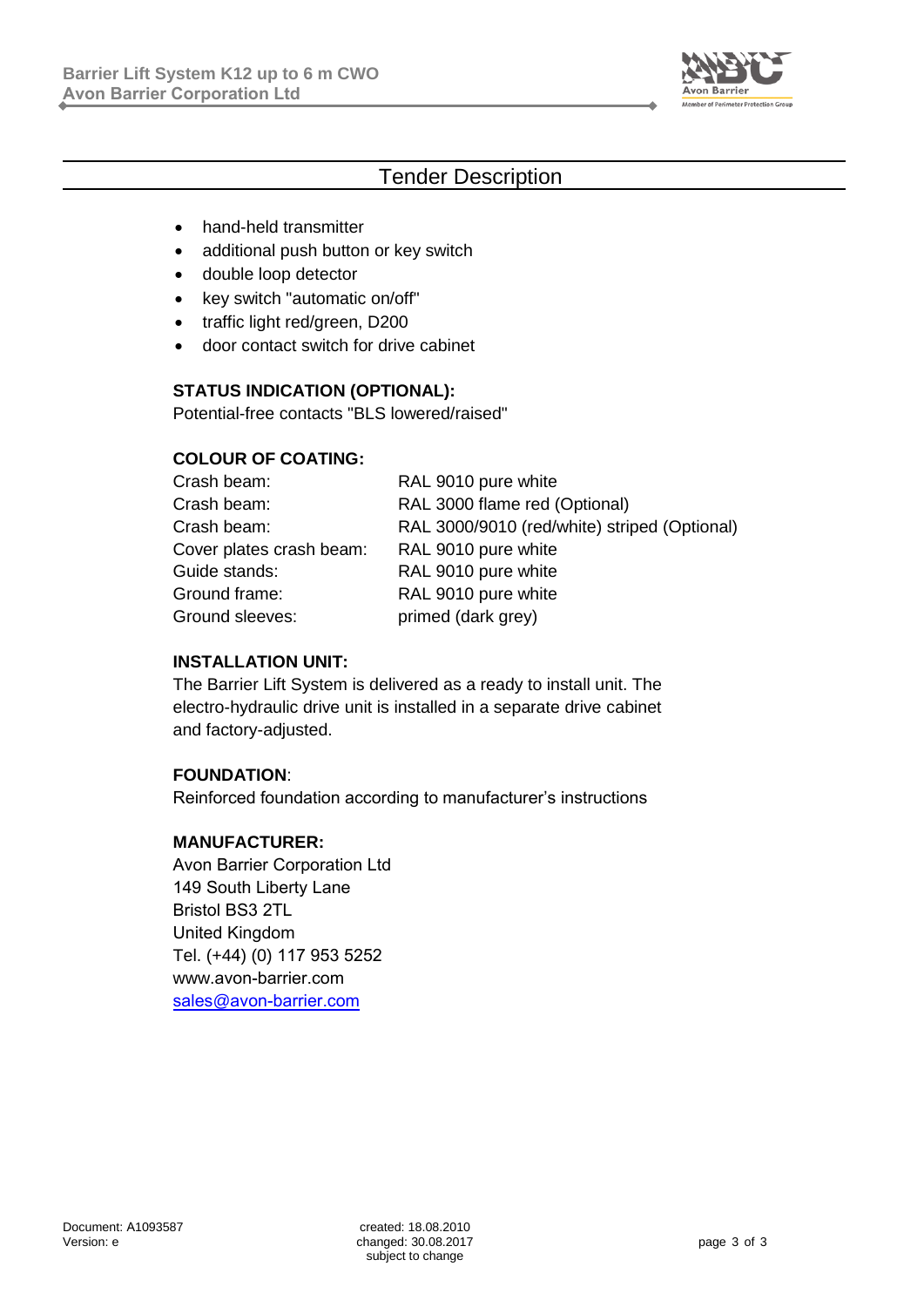## Tender Description

- hand-held transmitter
- additional push button or key switch
- double loop detector
- key switch "automatic on/off"
- traffic light red/green, D200
- door contact switch for drive cabinet

**STATUS INDICATION (OPTIONAL):**

Potential-free contacts "BLS lowered/raised"

**COLOUR OF COATING:**

| | |
|---|---|
| Crash beam: | RAL 9010 pure white |
| Crash beam: | RAL 3000 flame red (Optional) |
| Crash beam: | RAL 3000/9010 (red/white) striped (Optional) |
| Cover plates crash beam: | RAL 9010 pure white |
| Guide stands: | RAL 9010 pure white |
| Ground frame: | RAL 9010 pure white |
| Ground sleeves: | primed (dark grey) |

**INSTALLATION UNIT:**

The Barrier Lift System is delivered as a ready to install unit. The electro-hydraulic drive unit is installed in a separate drive cabinet and factory-adjusted.

**FOUNDATION**:

Reinforced foundation according to manufacturer's instructions

**MANUFACTURER:**

Avon Barrier Corporation Ltd
149 South Liberty Lane
Bristol BS3 2TL
United Kingdom
Tel. (+44) (0) 117 953 5252
www.avon-barrier.com
sales@avon-barrier.com